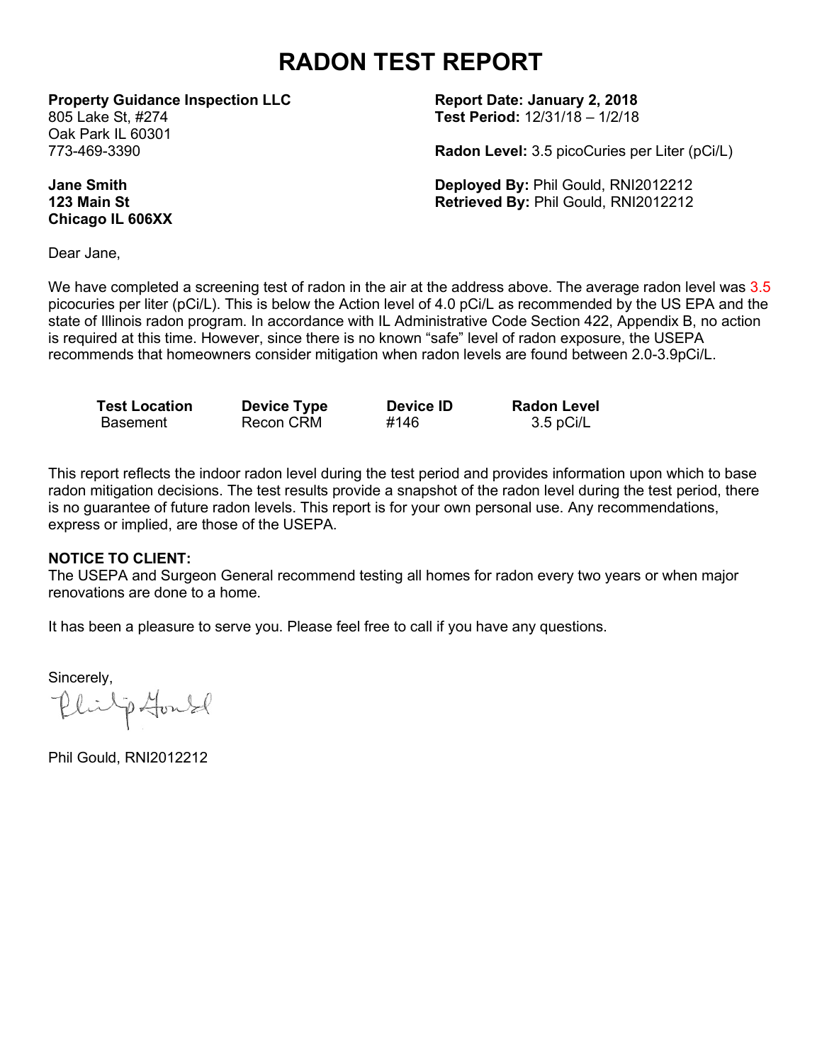# RADON TEST REPORT

**Property Guidance Inspection LLC**
805 Lake St, #274
Oak Park IL 60301
773-469-3390

**Report Date: January 2, 2018**
**Test Period:** 12/31/18 – 1/2/18

**Radon Level:** 3.5 picoCuries per Liter (pCi/L)

**Jane Smith**
**123 Main St**
**Chicago IL 606XX**

**Deployed By:** Phil Gould, RNI2012212
**Retrieved By:** Phil Gould, RNI2012212

Dear Jane,

We have completed a screening test of radon in the air at the address above. The average radon level was 3.5 picocuries per liter (pCi/L). This is below the Action level of 4.0 pCi/L as recommended by the US EPA and the state of Illinois radon program. In accordance with IL Administrative Code Section 422, Appendix B, no action is required at this time. However, since there is no known "safe" level of radon exposure, the USEPA recommends that homeowners consider mitigation when radon levels are found between 2.0-3.9pCi/L.

| Test Location | Device Type | Device ID | Radon Level |
|---|---|---|---|
| Basement | Recon CRM | #146 | 3.5 pCi/L |

This report reflects the indoor radon level during the test period and provides information upon which to base radon mitigation decisions. The test results provide a snapshot of the radon level during the test period, there is no guarantee of future radon levels. This report is for your own personal use. Any recommendations, express or implied, are those of the USEPA.

**NOTICE TO CLIENT:**
The USEPA and Surgeon General recommend testing all homes for radon every two years or when major renovations are done to a home.

It has been a pleasure to serve you. Please feel free to call if you have any questions.

Sincerely,

Phil Gould, RNI2012212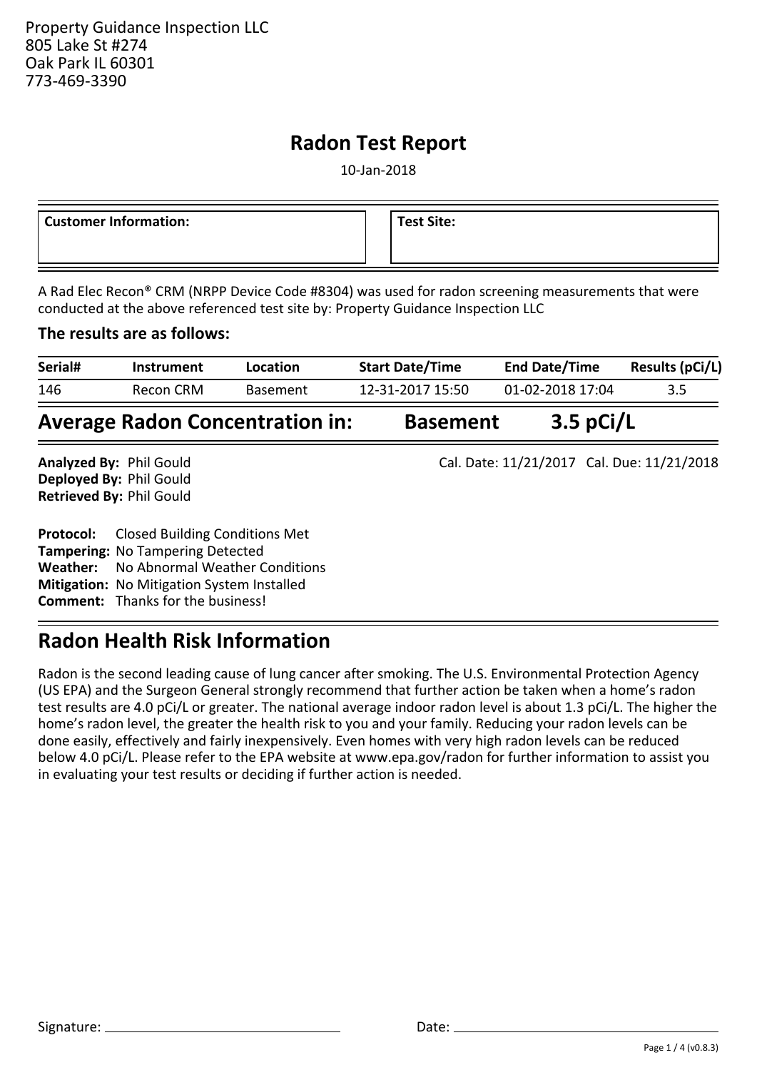Property Guidance Inspection LLC
805 Lake St #274
Oak Park IL 60301
773-469-3390

# Radon Test Report

10-Jan-2018

| Customer Information: | Test Site: |
|---|---|
| | |

A Rad Elec Recon® CRM (NRPP Device Code #8304) was used for radon screening measurements that were conducted at the above referenced test site by: Property Guidance Inspection LLC

**The results are as follows:**

| Serial# | Instrument | Location | Start Date/Time | End Date/Time | Results (pCi/L) |
|---|---|---|---|---|---|
| 146 | Recon CRM | Basement | 12-31-2017 15:50 | 01-02-2018 17:04 | 3.5 |

## Average Radon Concentration in: Basement 3.5 pCi/L

**Analyzed By:** Phil Gould
**Deployed By:** Phil Gould
**Retrieved By:** Phil Gould

Cal. Date: 11/21/2017 Cal. Due: 11/21/2018

**Protocol:** Closed Building Conditions Met
**Tampering:** No Tampering Detected
**Weather:** No Abnormal Weather Conditions
**Mitigation:** No Mitigation System Installed
**Comment:** Thanks for the business!

## Radon Health Risk Information

Radon is the second leading cause of lung cancer after smoking. The U.S. Environmental Protection Agency (US EPA) and the Surgeon General strongly recommend that further action be taken when a home's radon test results are 4.0 pCi/L or greater. The national average indoor radon level is about 1.3 pCi/L. The higher the home's radon level, the greater the health risk to you and your family. Reducing your radon levels can be done easily, effectively and fairly inexpensively. Even homes with very high radon levels can be reduced below 4.0 pCi/L. Please refer to the EPA website at www.epa.gov/radon for further information to assist you in evaluating your test results or deciding if further action is needed.

Signature: ______________________ Date: ______________________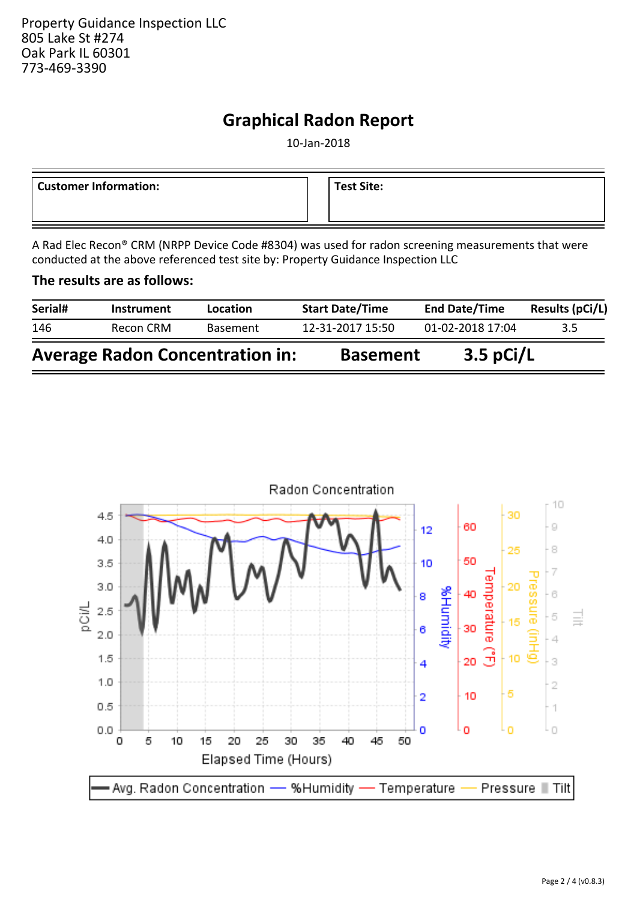Property Guidance Inspection LLC
805 Lake St #274
Oak Park IL 60301
773-469-3390

# Graphical Radon Report

10-Jan-2018

| **Customer Information:** | **Test Site:** |
|---|---|
| | |

A Rad Elec Recon® CRM (NRPP Device Code #8304) was used for radon screening measurements that were conducted at the above referenced test site by: Property Guidance Inspection LLC

### The results are as follows:

| Serial# | Instrument | Location | Start Date/Time | End Date/Time | Results (pCi/L) |
|---|---|---|---|---|---|
| 146 | Recon CRM | Basement | 12-31-2017 15:50 | 01-02-2018 17:04 | 3.5 |

## Average Radon Concentration in: Basement 3.5 pCi/L

Radon Concentration

pCi/L: 0.0, 0.5, 1.0, 1.5, 2.0, 2.5, 3.0, 3.5, 4.0, 4.5

%Humidity: 0, 2, 4, 6, 8, 10, 12

Temperature (°F): 0, 10, 20, 30, 40, 50, 60

Pressure (inHg): 0, 5, 10, 15, 20, 25, 30

Tilt: 0, 1, 2, 3, 4, 5, 6, 7, 8, 9, 10

Elapsed Time (Hours): 0, 5, 10, 15, 20, 25, 30, 35, 40, 45, 50

Avg. Radon Concentration — %Humidity — Temperature — Pressure — Tilt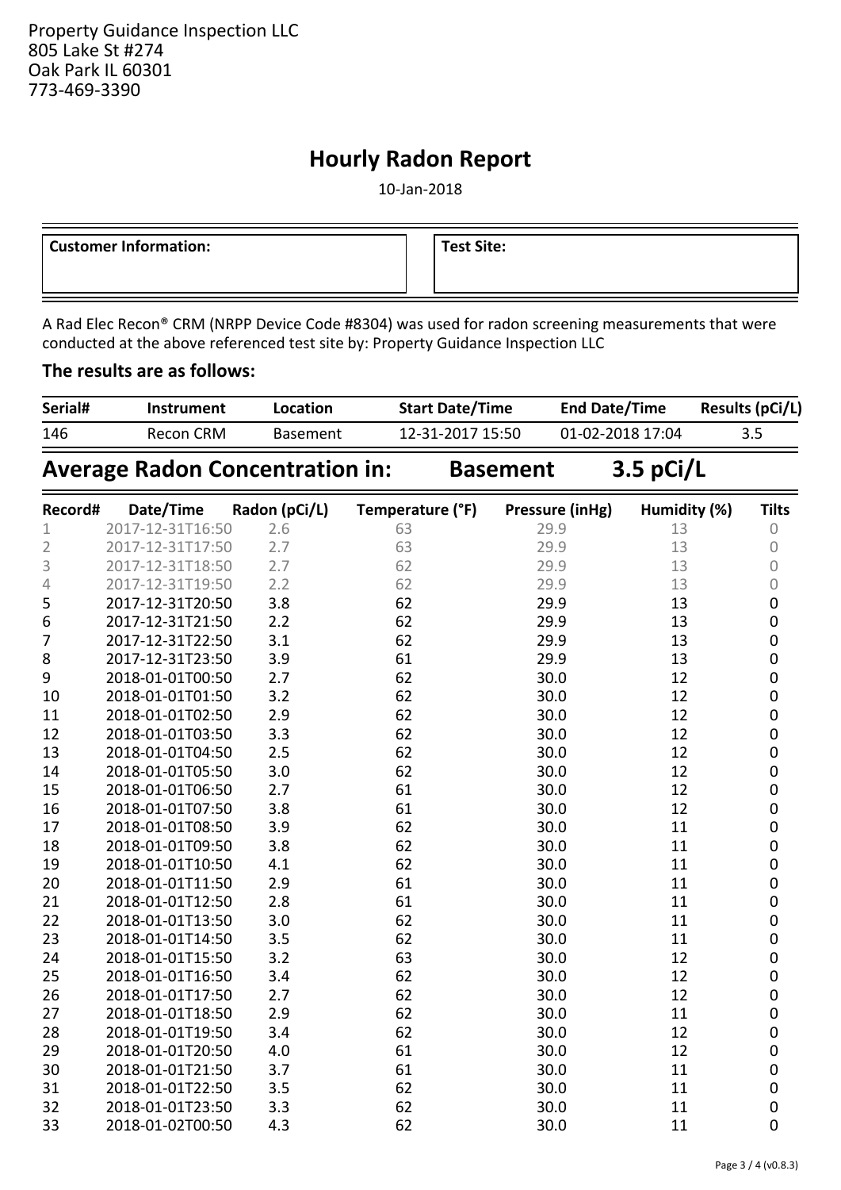Property Guidance Inspection LLC
805 Lake St #274
Oak Park IL 60301
773-469-3390

# Hourly Radon Report

10-Jan-2018

| **Customer Information:** | **Test Site:** |
|---|---|
| | |

A Rad Elec Recon® CRM (NRPP Device Code #8304) was used for radon screening measurements that were conducted at the above referenced test site by: Property Guidance Inspection LLC

### The results are as follows:

| Serial# | Instrument | Location | Start Date/Time | End Date/Time | Results (pCi/L) |
|---|---|---|---|---|---|
| 146 | Recon CRM | Basement | 12-31-2017 15:50 | 01-02-2018 17:04 | 3.5 |

## Average Radon Concentration in: Basement 3.5 pCi/L

| Record# | Date/Time | Radon (pCi/L) | Temperature (°F) | Pressure (inHg) | Humidity (%) | Tilts |
|---|---|---|---|---|---|---|
| 1 | 2017-12-31T16:50 | 2.6 | 63 | 29.9 | 13 | 0 |
| 2 | 2017-12-31T17:50 | 2.7 | 63 | 29.9 | 13 | 0 |
| 3 | 2017-12-31T18:50 | 2.7 | 62 | 29.9 | 13 | 0 |
| 4 | 2017-12-31T19:50 | 2.2 | 62 | 29.9 | 13 | 0 |
| 5 | 2017-12-31T20:50 | 3.8 | 62 | 29.9 | 13 | 0 |
| 6 | 2017-12-31T21:50 | 2.2 | 62 | 29.9 | 13 | 0 |
| 7 | 2017-12-31T22:50 | 3.1 | 62 | 29.9 | 13 | 0 |
| 8 | 2017-12-31T23:50 | 3.9 | 61 | 29.9 | 13 | 0 |
| 9 | 2018-01-01T00:50 | 2.7 | 62 | 30.0 | 12 | 0 |
| 10 | 2018-01-01T01:50 | 3.2 | 62 | 30.0 | 12 | 0 |
| 11 | 2018-01-01T02:50 | 2.9 | 62 | 30.0 | 12 | 0 |
| 12 | 2018-01-01T03:50 | 3.3 | 62 | 30.0 | 12 | 0 |
| 13 | 2018-01-01T04:50 | 2.5 | 62 | 30.0 | 12 | 0 |
| 14 | 2018-01-01T05:50 | 3.0 | 62 | 30.0 | 12 | 0 |
| 15 | 2018-01-01T06:50 | 2.7 | 61 | 30.0 | 12 | 0 |
| 16 | 2018-01-01T07:50 | 3.8 | 61 | 30.0 | 12 | 0 |
| 17 | 2018-01-01T08:50 | 3.9 | 62 | 30.0 | 11 | 0 |
| 18 | 2018-01-01T09:50 | 3.8 | 62 | 30.0 | 11 | 0 |
| 19 | 2018-01-01T10:50 | 4.1 | 62 | 30.0 | 11 | 0 |
| 20 | 2018-01-01T11:50 | 2.9 | 61 | 30.0 | 11 | 0 |
| 21 | 2018-01-01T12:50 | 2.8 | 61 | 30.0 | 11 | 0 |
| 22 | 2018-01-01T13:50 | 3.0 | 62 | 30.0 | 11 | 0 |
| 23 | 2018-01-01T14:50 | 3.5 | 62 | 30.0 | 11 | 0 |
| 24 | 2018-01-01T15:50 | 3.2 | 63 | 30.0 | 12 | 0 |
| 25 | 2018-01-01T16:50 | 3.4 | 62 | 30.0 | 12 | 0 |
| 26 | 2018-01-01T17:50 | 2.7 | 62 | 30.0 | 12 | 0 |
| 27 | 2018-01-01T18:50 | 2.9 | 62 | 30.0 | 11 | 0 |
| 28 | 2018-01-01T19:50 | 3.4 | 62 | 30.0 | 12 | 0 |
| 29 | 2018-01-01T20:50 | 4.0 | 61 | 30.0 | 12 | 0 |
| 30 | 2018-01-01T21:50 | 3.7 | 61 | 30.0 | 11 | 0 |
| 31 | 2018-01-01T22:50 | 3.5 | 62 | 30.0 | 11 | 0 |
| 32 | 2018-01-01T23:50 | 3.3 | 62 | 30.0 | 11 | 0 |
| 33 | 2018-01-02T00:50 | 4.3 | 62 | 30.0 | 11 | 0 |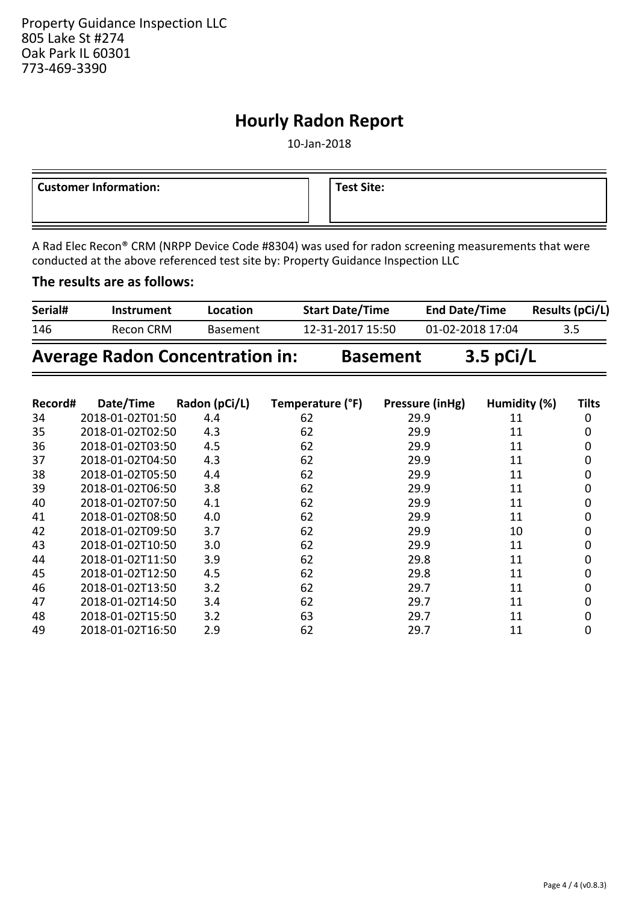Property Guidance Inspection LLC
805 Lake St #274
Oak Park IL 60301
773-469-3390

# Hourly Radon Report

10-Jan-2018

| **Customer Information:** | **Test Site:** |
|---|---|
| | |

A Rad Elec Recon® CRM (NRPP Device Code #8304) was used for radon screening measurements that were conducted at the above referenced test site by: Property Guidance Inspection LLC

### The results are as follows:

| Serial# | Instrument | Location | Start Date/Time | End Date/Time | Results (pCi/L) |
|---|---|---|---|---|---|
| 146 | Recon CRM | Basement | 12-31-2017 15:50 | 01-02-2018 17:04 | 3.5 |

## Average Radon Concentration in: Basement 3.5 pCi/L

| Record# | Date/Time | Radon (pCi/L) | Temperature (°F) | Pressure (inHg) | Humidity (%) | Tilts |
|---|---|---|---|---|---|---|
| 34 | 2018-01-02T01:50 | 4.4 | 62 | 29.9 | 11 | 0 |
| 35 | 2018-01-02T02:50 | 4.3 | 62 | 29.9 | 11 | 0 |
| 36 | 2018-01-02T03:50 | 4.5 | 62 | 29.9 | 11 | 0 |
| 37 | 2018-01-02T04:50 | 4.3 | 62 | 29.9 | 11 | 0 |
| 38 | 2018-01-02T05:50 | 4.4 | 62 | 29.9 | 11 | 0 |
| 39 | 2018-01-02T06:50 | 3.8 | 62 | 29.9 | 11 | 0 |
| 40 | 2018-01-02T07:50 | 4.1 | 62 | 29.9 | 11 | 0 |
| 41 | 2018-01-02T08:50 | 4.0 | 62 | 29.9 | 11 | 0 |
| 42 | 2018-01-02T09:50 | 3.7 | 62 | 29.9 | 10 | 0 |
| 43 | 2018-01-02T10:50 | 3.0 | 62 | 29.9 | 11 | 0 |
| 44 | 2018-01-02T11:50 | 3.9 | 62 | 29.8 | 11 | 0 |
| 45 | 2018-01-02T12:50 | 4.5 | 62 | 29.8 | 11 | 0 |
| 46 | 2018-01-02T13:50 | 3.2 | 62 | 29.7 | 11 | 0 |
| 47 | 2018-01-02T14:50 | 3.4 | 62 | 29.7 | 11 | 0 |
| 48 | 2018-01-02T15:50 | 3.2 | 63 | 29.7 | 11 | 0 |
| 49 | 2018-01-02T16:50 | 2.9 | 62 | 29.7 | 11 | 0 |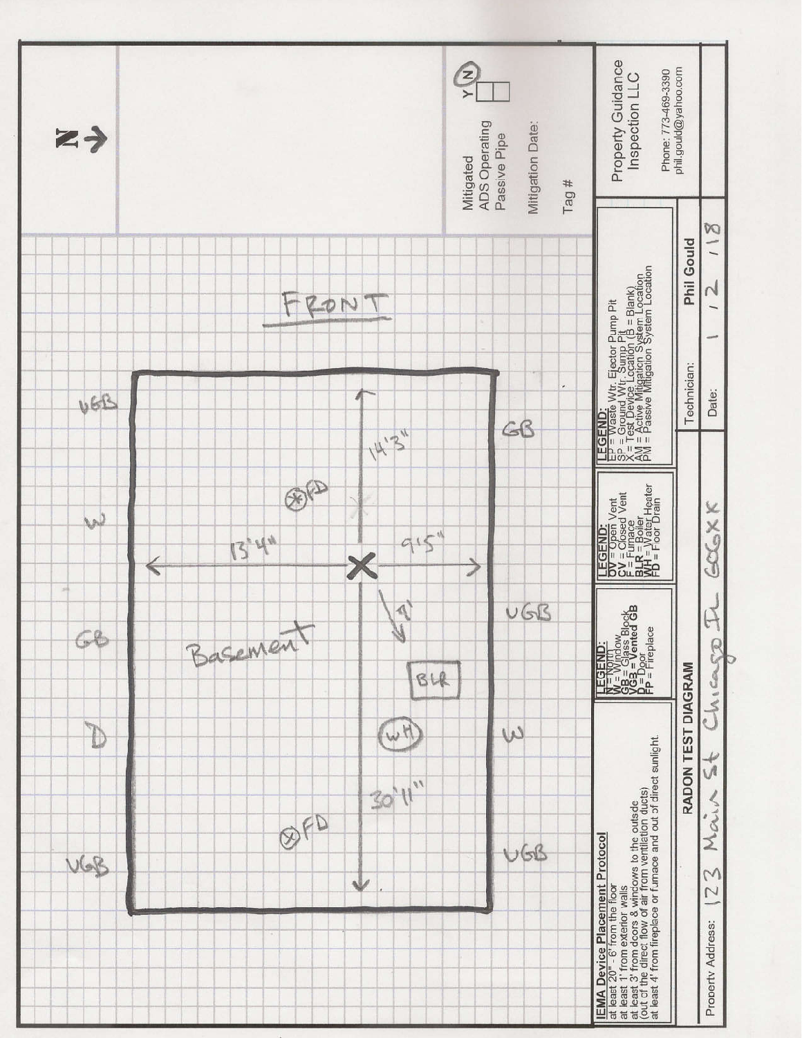N →

Mitigated Y [ ] N [X]
ADS Operating
Passive Pipe

Mitigation Date:

Tag #

Property Guidance Inspection LLC

Phone: 773-469-3390
phil.gould@yahoo.com

FRONT

UGB

W

GB

D

UGB

GB

UGB

W

UGB

14'3"

FD

13'4"

9'5"

4'

Basement

BLR

WH

30'11"

FD

**IEMA Device Placement Protocol**
at least 20" - 6' from the floor
at least 1' from exterior walls
at least 3' from doors & windows to the outside
(out of the direct flow of air from ventilation ducts)
at least 4' from fireplace or furnace and out of direct sunlight.

**LEGEND:**
N = North
W = Window
GB = Glass Block
**VGB = Vented GB**
D = Door
FP = Fireplace

**LEGEND:**
OV = Open Vent
CV = Closed Vent
F = Furnace
BLR = Boiler
WH = Water Heater
FD = Floor Drain

**LEGEND:**
EP = Waste Wtr. Ejector Pump Pit
SP = Ground Wtr. Sump Pit
X = Test Device Location (B = Blank)
AM = Active Mitigation System Location
PM = Passive Mitigation System Location

**RADON TEST DIAGRAM**

Technician: **Phil Gould**

Property Address: 123 Main St Chicago IL 606XX

Date: 1 / 2 / 18